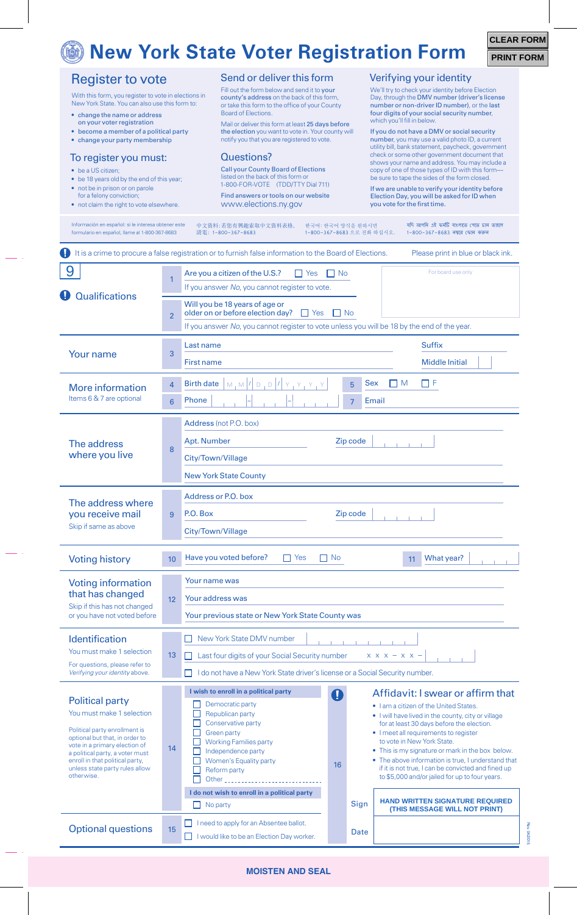CLEAR FORM

PRINT FORM

# New York State Voter Registration Form

## Register to vote

With this form, you register to vote in elections in New York State. You can also use this form to:

- change the name or address on your voter registration
- become a member of a political party
- change your party membership

## To register you must:

- be a US citizen;
- be 18 years old by the end of this year;
- not be in prison or on parole for a felony conviction;
- not claim the right to vote elsewhere.

## Send or deliver this form

Fill out the form below and send it to **your county's address** on the back of this form, or take this form to the office of your County Board of Elections.

Mail or deliver this form at least **25 days before the election** you want to vote in. Your county will notify you that you are registered to vote.

## Questions?

Call your County Board of Elections listed on the back of this form or 1-800-FOR-VOTE (TDD/TTY Dial 711)

Find answers or tools on our website www.elections.ny.gov

## Verifying your identity

We'll try to check your identity before Election Day, through the **DMV number (driver's license number or non-driver ID number)**, or the **last four digits of your social security number**, which you'll fill in below.

**If you do not have a DMV or social security number**, you may use a valid photo ID, a current utility bill, bank statement, paycheck, government check or some other government document that shows your name and address. You may include a copy of one of those types of ID with this form— be sure to tape the sides of the form closed.

**If we are unable to verify your identity before Election Day, you will be asked for ID when you vote for the first time.**

Información en español: si le interesa obtener este formulario en español, llame al 1-800-367-8683

中文資料：若您有興趣索取中文資料表格，請電：1–800–367–8683

한국어: 한국어 양식을 원하시면 1–800–367–8683 으로 전화 하십시오.

যদি আপনি এই ফর্মটি বাংলাতে পেতে চান তাহলে 1–800–367–8683 নম্বরে ফোন করুন

**!** It is a crime to procure a false registration or to furnish false information to the Board of Elections. Please print in blue or black ink.

9

**! Qualifications**

1. Are you a citizen of the U.S.? ☐ Yes ☐ No
   If you answer *No*, you cannot register to vote.

2. Will you be 18 years of age or older on or before election day? ☐ Yes ☐ No
   If you answer *No*, you cannot register to vote unless you will be 18 by the end of the year.

For board use only

**Your name**

3. Last name ______ Suffix ______
   First name ______ Middle Initial ______

**More information**
Items 6 & 7 are optional

4. Birth date M M / D D / Y Y Y Y
5. Sex ☐ M ☐ F
6. Phone ___ - ___ - ____
7. Email ______

**The address where you live**

8. Address (not P.O. box) ______
   Apt. Number ______ Zip code ______
   City/Town/Village ______
   New York State County ______

**The address where you receive mail**
Skip if same as above

9. Address or P.O. box ______
   P.O. Box ______ Zip code ______
   City/Town/Village ______

**Voting history**

10. Have you voted before? ☐ Yes ☐ No
11. What year? ______

**Voting information that has changed**
Skip if this has not changed or you have not voted before

12. Your name was ______
    Your address was ______
    Your previous state or New York State County was ______

**Identification**
You must make 1 selection

For questions, please refer to *Verifying your identity* above.

13. ☐ New York State DMV number ______
    ☐ Last four digits of your Social Security number x x x – x x – ______
    ☐ I do not have a New York State driver's license or a Social Security number.

**Political party**
You must make 1 selection

Political party enrollment is optional but that, in order to vote in a primary election of a political party, a voter must enroll in that political party, unless state party rules allow otherwise.

14. **I wish to enroll in a political party**
    ☐ Democratic party
    ☐ Republican party
    ☐ Conservative party
    ☐ Green party
    ☐ Working Families party
    ☐ Independence party
    ☐ Women's Equality party
    ☐ Reform party
    ☐ Other ______

    **I do not wish to enroll in a political party**
    ☐ No party

**Optional questions**

15. ☐ I need to apply for an Absentee ballot.
    ☐ I would like to be an Election Day worker.

16. **! Affidavit: I swear or affirm that**

- I am a citizen of the United States.
- I will have lived in the county, city or village for at least 30 days before the election.
- I meet all requirements to register to vote in New York State.
- This is my signature or mark in the box below.
- The above information is true, I understand that if it is not true, I can be convicted and fined up to $5,000 and/or jailed for up to four years.

Sign: **HAND WRITTEN SIGNATURE REQUIRED (THIS MESSAGE WILL NOT PRINT)**

Date ______

Rev. 04/2015

**MOISTEN AND SEAL**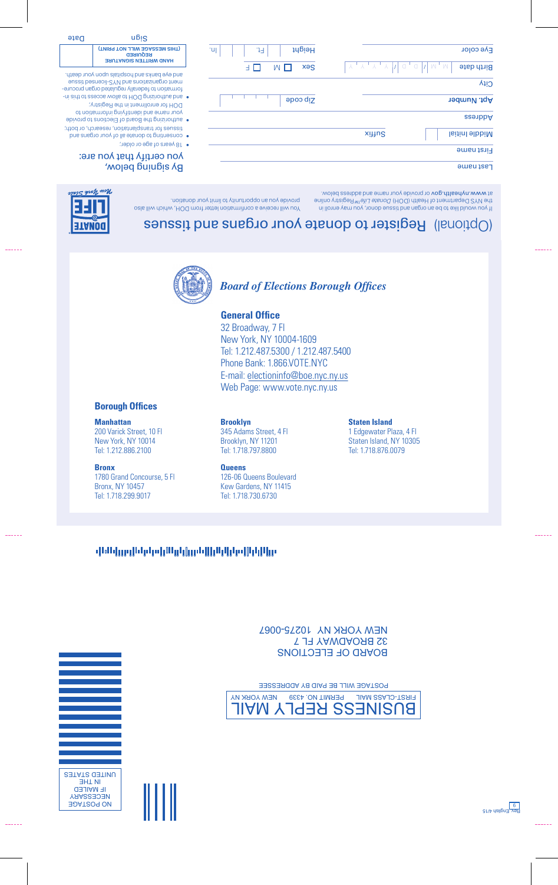(Optional) Register to donate your organs and tissues

If you would like to be an organ and tissue donor, you may enroll in the NYS Department of Health (DOH) *Donate Life*™ Registry online at **www.nyhealth.gov** or provide your name and address below.

You will receive a confirmation letter from DOH, which will also provide you an opportunity to limit your donation.

DONATE LIFE New York State

| | |
|---|---|
| Last name | |
| First name | |
| Middle Initial | Suffix |
| Address | |
| Apt. Number | Zip code |
| City | |
| Birth date M M / D D / Y Y Y Y | Sex ☐ M ☐ F |
| Eye color | Height Ft. In. |

By signing below, you certify that you are:

- 18 years of age or older;
- consenting to donate all of your organs and tissues for transplantation, research, or both;
- authorizing the Board of Elections to provide your name and identifying information to DOH for enrollment in the Registry;
- and authorizing DOH to allow access to this information to federally regulated organ procurement organizations and NYS-licensed tissue and eye banks and hospitals upon your death.

HAND WRITTEN SIGNATURE REQUIRED (THIS MESSAGE WILL NOT PRINT)

Sign | Date

## *Board of Elections Borough Offices*

**General Office**
32 Broadway, 7 Fl
New York, NY 10004-1609
Tel: 1.212.487.5300 / 1.212.487.5400
Phone Bank: 1.866.VOTE.NYC
E-mail: electioninfo@boe.nyc.ny.us
Web Page: www.vote.nyc.ny.us

### Borough Offices

**Manhattan**
200 Varick Street, 10 Fl
New York, NY 10014
Tel: 1.212.886.2100

**Bronx**
1780 Grand Concourse, 5 Fl
Bronx, NY 10457
Tel: 1.718.299.9017

**Brooklyn**
345 Adams Street, 4 Fl
Brooklyn, NY 11201
Tel: 1.718.797.8800

**Queens**
126-06 Queens Boulevard
Kew Gardens, NY 11415
Tel: 1.718.730.6730

**Staten Island**
1 Edgewater Plaza, 4 Fl
Staten Island, NY 10305
Tel: 1.718.876.0079

BUSINESS REPLY MAIL
FIRST-CLASS MAIL PERMIT NO. 4339 NEW YORK NY

POSTAGE WILL BE PAID BY ADDRESSEE

BOARD OF ELECTIONS
32 BROADWAY FL 7
NEW YORK NY 10275-0067

NO POSTAGE NECESSARY IF MAILED IN THE UNITED STATES

Rev. English 4/15